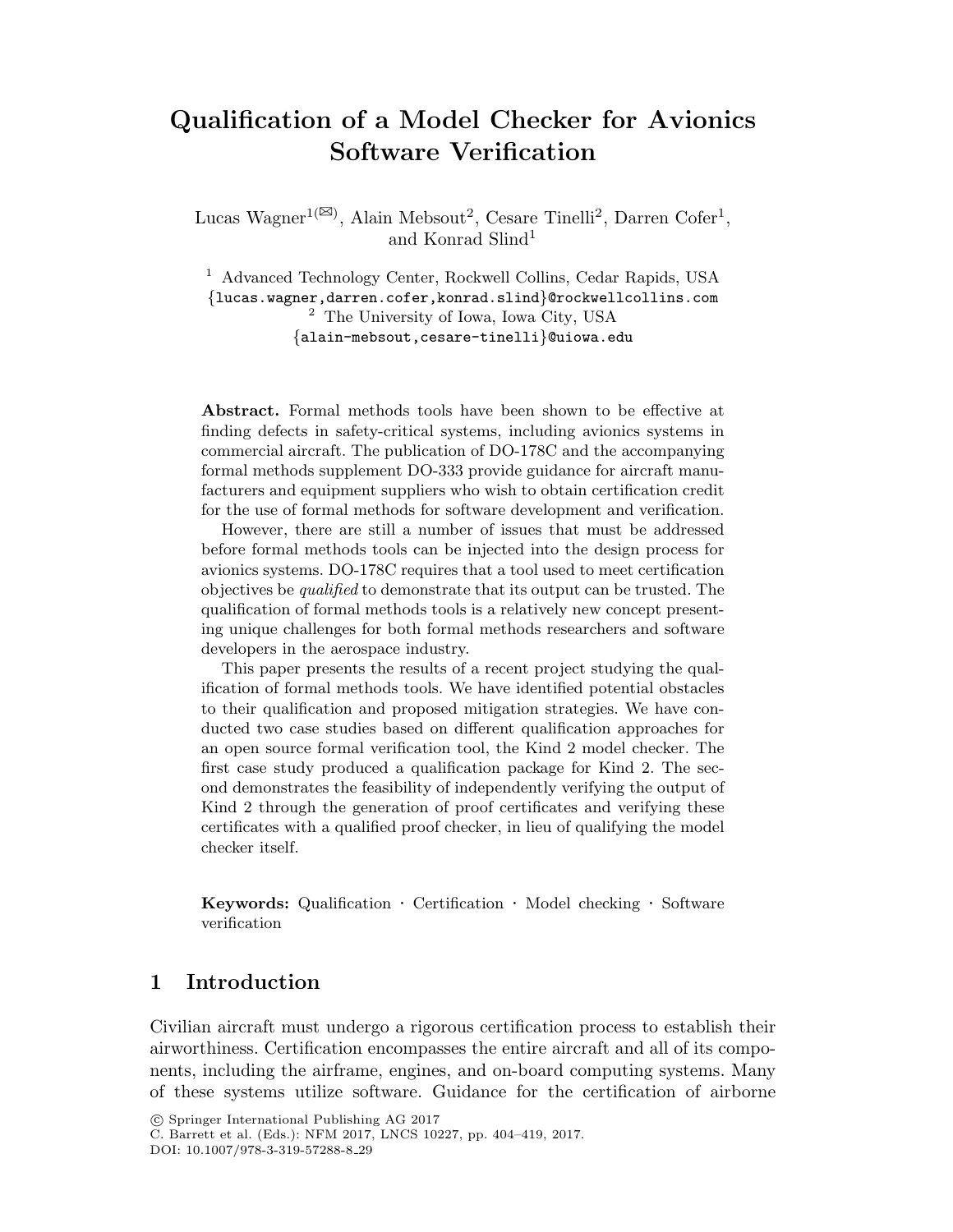# Qualification of a Model Checker for Avionics Software Verification

Lucas Wagner[1(✉)], Alain Mebsout[2], Cesare Tinelli[2], Darren Cofer[1], and Konrad Slind[1]

[1] Advanced Technology Center, Rockwell Collins, Cedar Rapids, USA
{lucas.wagner,darren.cofer,konrad.slind}@rockwellcollins.com

[2] The University of Iowa, Iowa City, USA
{alain-mebsout,cesare-tinelli}@uiowa.edu

**Abstract.** Formal methods tools have been shown to be effective at finding defects in safety-critical systems, including avionics systems in commercial aircraft. The publication of DO-178C and the accompanying formal methods supplement DO-333 provide guidance for aircraft manufacturers and equipment suppliers who wish to obtain certification credit for the use of formal methods for software development and verification.

However, there are still a number of issues that must be addressed before formal methods tools can be injected into the design process for avionics systems. DO-178C requires that a tool used to meet certification objectives be *qualified* to demonstrate that its output can be trusted. The qualification of formal methods tools is a relatively new concept presenting unique challenges for both formal methods researchers and software developers in the aerospace industry.

This paper presents the results of a recent project studying the qualification of formal methods tools. We have identified potential obstacles to their qualification and proposed mitigation strategies. We have conducted two case studies based on different qualification approaches for an open source formal verification tool, the Kind 2 model checker. The first case study produced a qualification package for Kind 2. The second demonstrates the feasibility of independently verifying the output of Kind 2 through the generation of proof certificates and verifying these certificates with a qualified proof checker, in lieu of qualifying the model checker itself.

**Keywords:** Qualification · Certification · Model checking · Software verification

## 1 Introduction

Civilian aircraft must undergo a rigorous certification process to establish their airworthiness. Certification encompasses the entire aircraft and all of its components, including the airframe, engines, and on-board computing systems. Many of these systems utilize software. Guidance for the certification of airborne

© Springer International Publishing AG 2017
C. Barrett et al. (Eds.): NFM 2017, LNCS 10227, pp. 404–419, 2017.
DOI: 10.1007/978-3-319-57288-8_29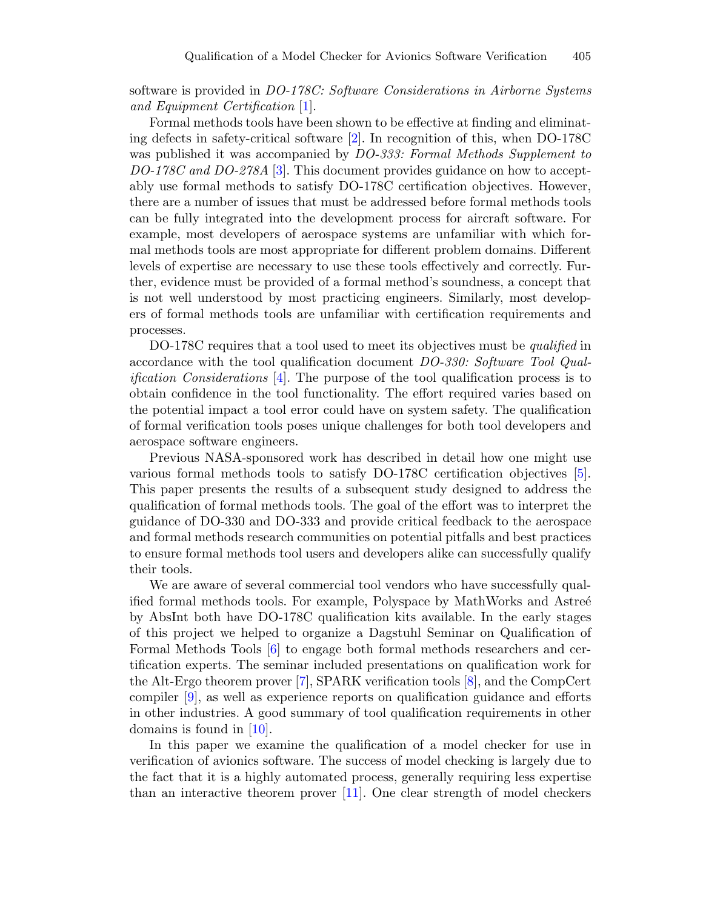software is provided in *DO-178C: Software Considerations in Airborne Systems and Equipment Certification* [1].

Formal methods tools have been shown to be effective at finding and eliminating defects in safety-critical software [2]. In recognition of this, when DO-178C was published it was accompanied by *DO-333: Formal Methods Supplement to DO-178C and DO-278A* [3]. This document provides guidance on how to acceptably use formal methods to satisfy DO-178C certification objectives. However, there are a number of issues that must be addressed before formal methods tools can be fully integrated into the development process for aircraft software. For example, most developers of aerospace systems are unfamiliar with which formal methods tools are most appropriate for different problem domains. Different levels of expertise are necessary to use these tools effectively and correctly. Further, evidence must be provided of a formal method's soundness, a concept that is not well understood by most practicing engineers. Similarly, most developers of formal methods tools are unfamiliar with certification requirements and processes.

DO-178C requires that a tool used to meet its objectives must be *qualified* in accordance with the tool qualification document *DO-330: Software Tool Qualification Considerations* [4]. The purpose of the tool qualification process is to obtain confidence in the tool functionality. The effort required varies based on the potential impact a tool error could have on system safety. The qualification of formal verification tools poses unique challenges for both tool developers and aerospace software engineers.

Previous NASA-sponsored work has described in detail how one might use various formal methods tools to satisfy DO-178C certification objectives [5]. This paper presents the results of a subsequent study designed to address the qualification of formal methods tools. The goal of the effort was to interpret the guidance of DO-330 and DO-333 and provide critical feedback to the aerospace and formal methods research communities on potential pitfalls and best practices to ensure formal methods tool users and developers alike can successfully qualify their tools.

We are aware of several commercial tool vendors who have successfully qualified formal methods tools. For example, Polyspace by MathWorks and Astreé by AbsInt both have DO-178C qualification kits available. In the early stages of this project we helped to organize a Dagstuhl Seminar on Qualification of Formal Methods Tools [6] to engage both formal methods researchers and certification experts. The seminar included presentations on qualification work for the Alt-Ergo theorem prover [7], SPARK verification tools [8], and the CompCert compiler [9], as well as experience reports on qualification guidance and efforts in other industries. A good summary of tool qualification requirements in other domains is found in [10].

In this paper we examine the qualification of a model checker for use in verification of avionics software. The success of model checking is largely due to the fact that it is a highly automated process, generally requiring less expertise than an interactive theorem prover [11]. One clear strength of model checkers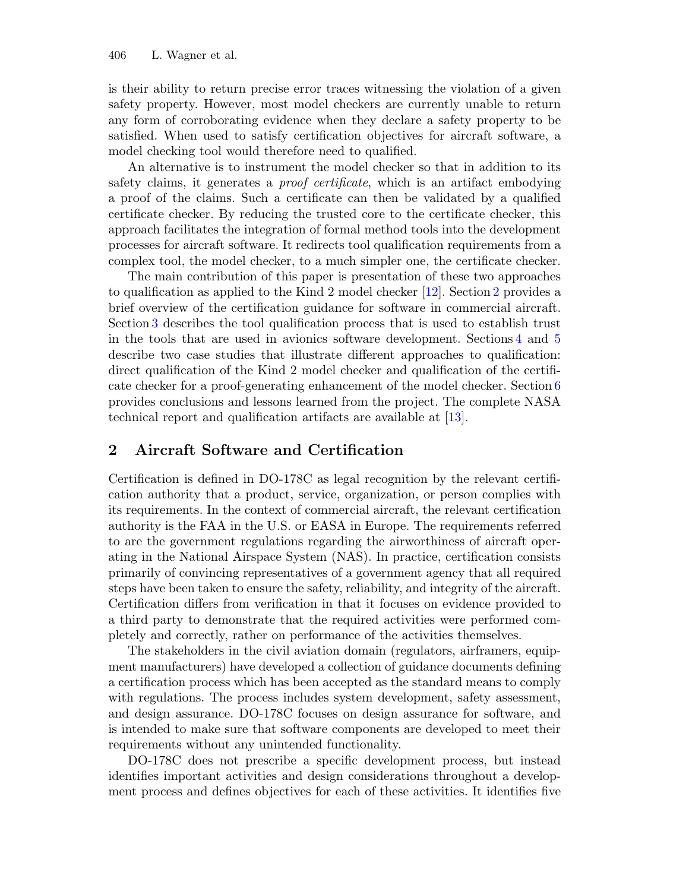is their ability to return precise error traces witnessing the violation of a given safety property. However, most model checkers are currently unable to return any form of corroborating evidence when they declare a safety property to be satisfied. When used to satisfy certification objectives for aircraft software, a model checking tool would therefore need to qualified.

An alternative is to instrument the model checker so that in addition to its safety claims, it generates a *proof certificate*, which is an artifact embodying a proof of the claims. Such a certificate can then be validated by a qualified certificate checker. By reducing the trusted core to the certificate checker, this approach facilitates the integration of formal method tools into the development processes for aircraft software. It redirects tool qualification requirements from a complex tool, the model checker, to a much simpler one, the certificate checker.

The main contribution of this paper is presentation of these two approaches to qualification as applied to the Kind 2 model checker [12]. Section 2 provides a brief overview of the certification guidance for software in commercial aircraft. Section 3 describes the tool qualification process that is used to establish trust in the tools that are used in avionics software development. Sections 4 and 5 describe two case studies that illustrate different approaches to qualification: direct qualification of the Kind 2 model checker and qualification of the certificate checker for a proof-generating enhancement of the model checker. Section 6 provides conclusions and lessons learned from the project. The complete NASA technical report and qualification artifacts are available at [13].

## 2 Aircraft Software and Certification

Certification is defined in DO-178C as legal recognition by the relevant certification authority that a product, service, organization, or person complies with its requirements. In the context of commercial aircraft, the relevant certification authority is the FAA in the U.S. or EASA in Europe. The requirements referred to are the government regulations regarding the airworthiness of aircraft operating in the National Airspace System (NAS). In practice, certification consists primarily of convincing representatives of a government agency that all required steps have been taken to ensure the safety, reliability, and integrity of the aircraft. Certification differs from verification in that it focuses on evidence provided to a third party to demonstrate that the required activities were performed completely and correctly, rather on performance of the activities themselves.

The stakeholders in the civil aviation domain (regulators, airframers, equipment manufacturers) have developed a collection of guidance documents defining a certification process which has been accepted as the standard means to comply with regulations. The process includes system development, safety assessment, and design assurance. DO-178C focuses on design assurance for software, and is intended to make sure that software components are developed to meet their requirements without any unintended functionality.

DO-178C does not prescribe a specific development process, but instead identifies important activities and design considerations throughout a development process and defines objectives for each of these activities. It identifies five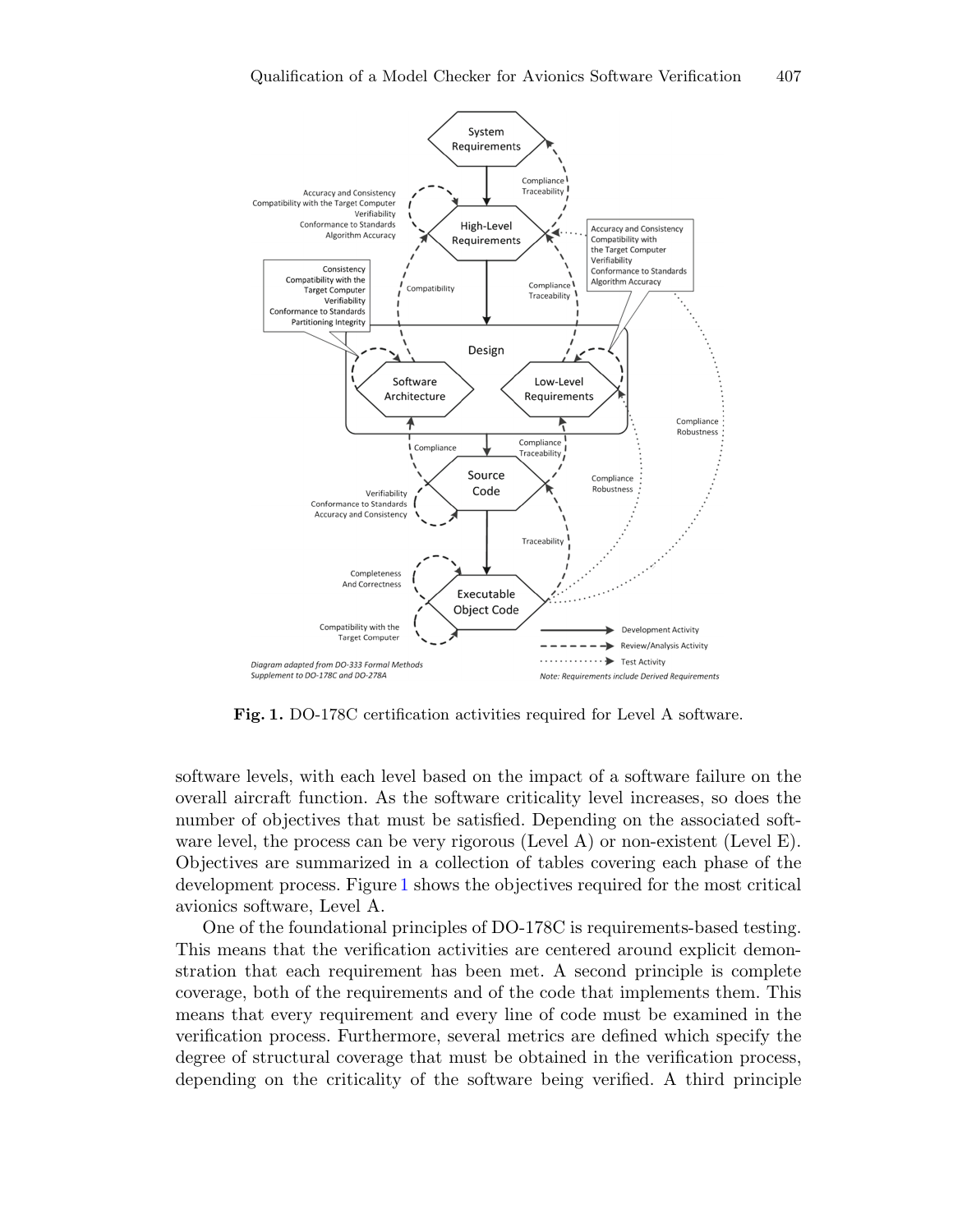**Fig. 1.** DO-178C certification activities required for Level A software.

software levels, with each level based on the impact of a software failure on the overall aircraft function. As the software criticality level increases, so does the number of objectives that must be satisfied. Depending on the associated software level, the process can be very rigorous (Level A) or non-existent (Level E). Objectives are summarized in a collection of tables covering each phase of the development process. Figure 1 shows the objectives required for the most critical avionics software, Level A.

One of the foundational principles of DO-178C is requirements-based testing. This means that the verification activities are centered around explicit demonstration that each requirement has been met. A second principle is complete coverage, both of the requirements and of the code that implements them. This means that every requirement and every line of code must be examined in the verification process. Furthermore, several metrics are defined which specify the degree of structural coverage that must be obtained in the verification process, depending on the criticality of the software being verified. A third principle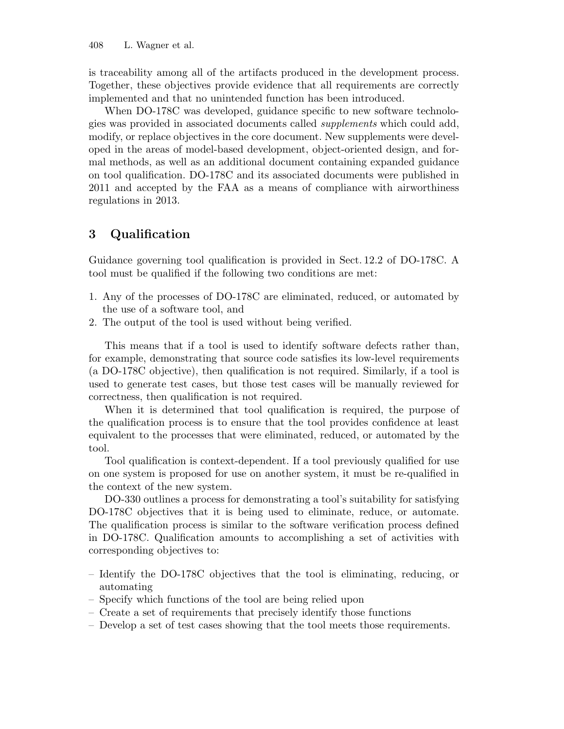is traceability among all of the artifacts produced in the development process. Together, these objectives provide evidence that all requirements are correctly implemented and that no unintended function has been introduced.

When DO-178C was developed, guidance specific to new software technologies was provided in associated documents called *supplements* which could add, modify, or replace objectives in the core document. New supplements were developed in the areas of model-based development, object-oriented design, and formal methods, as well as an additional document containing expanded guidance on tool qualification. DO-178C and its associated documents were published in 2011 and accepted by the FAA as a means of compliance with airworthiness regulations in 2013.

## 3 Qualification

Guidance governing tool qualification is provided in Sect. 12.2 of DO-178C. A tool must be qualified if the following two conditions are met:

1. Any of the processes of DO-178C are eliminated, reduced, or automated by the use of a software tool, and
2. The output of the tool is used without being verified.

This means that if a tool is used to identify software defects rather than, for example, demonstrating that source code satisfies its low-level requirements (a DO-178C objective), then qualification is not required. Similarly, if a tool is used to generate test cases, but those test cases will be manually reviewed for correctness, then qualification is not required.

When it is determined that tool qualification is required, the purpose of the qualification process is to ensure that the tool provides confidence at least equivalent to the processes that were eliminated, reduced, or automated by the tool.

Tool qualification is context-dependent. If a tool previously qualified for use on one system is proposed for use on another system, it must be re-qualified in the context of the new system.

DO-330 outlines a process for demonstrating a tool's suitability for satisfying DO-178C objectives that it is being used to eliminate, reduce, or automate. The qualification process is similar to the software verification process defined in DO-178C. Qualification amounts to accomplishing a set of activities with corresponding objectives to:

- Identify the DO-178C objectives that the tool is eliminating, reducing, or automating
- Specify which functions of the tool are being relied upon
- Create a set of requirements that precisely identify those functions
- Develop a set of test cases showing that the tool meets those requirements.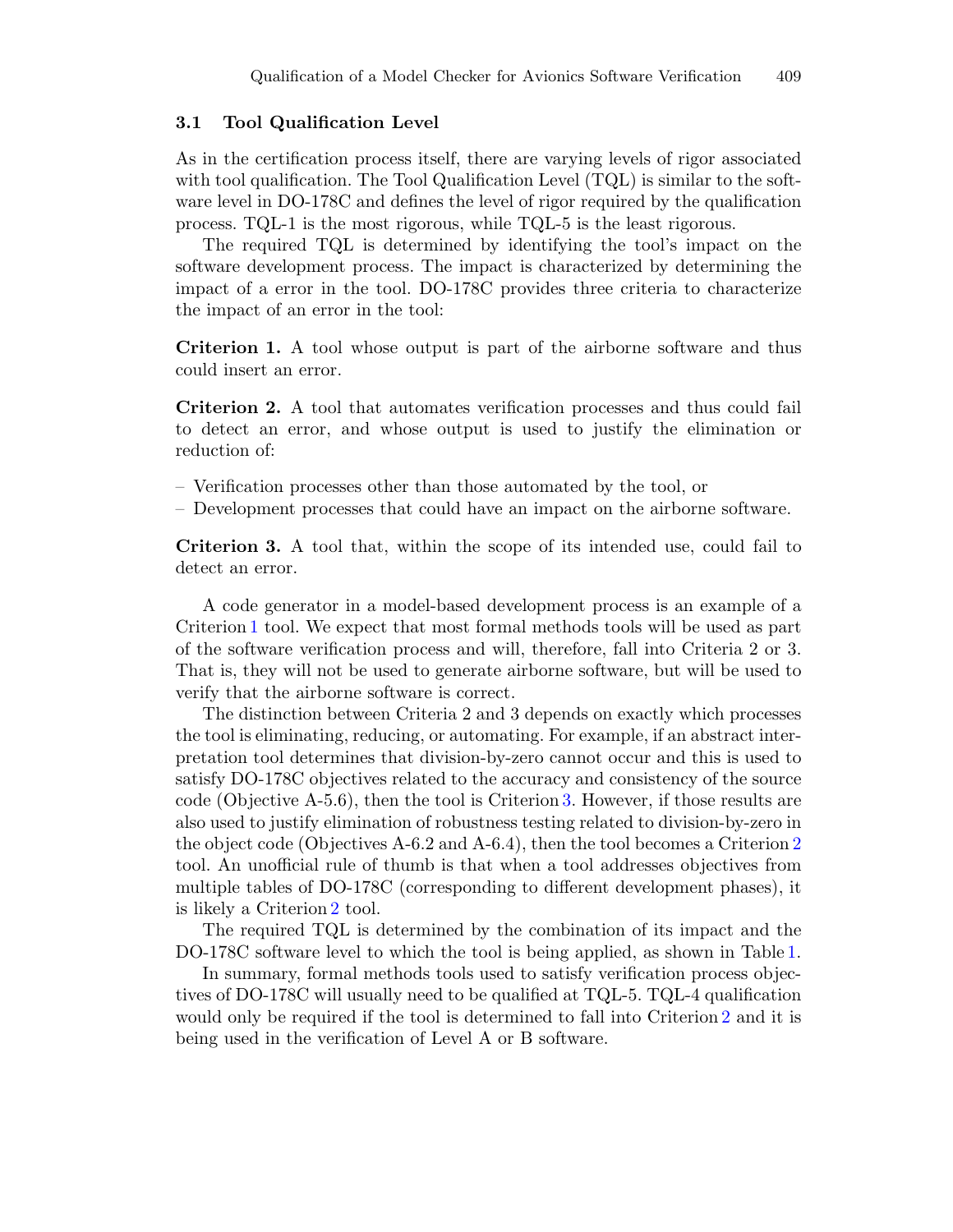### 3.1 Tool Qualification Level

As in the certification process itself, there are varying levels of rigor associated with tool qualification. The Tool Qualification Level (TQL) is similar to the software level in DO-178C and defines the level of rigor required by the qualification process. TQL-1 is the most rigorous, while TQL-5 is the least rigorous.

The required TQL is determined by identifying the tool's impact on the software development process. The impact is characterized by determining the impact of a error in the tool. DO-178C provides three criteria to characterize the impact of an error in the tool:

**Criterion 1.** A tool whose output is part of the airborne software and thus could insert an error.

**Criterion 2.** A tool that automates verification processes and thus could fail to detect an error, and whose output is used to justify the elimination or reduction of:

- Verification processes other than those automated by the tool, or
- Development processes that could have an impact on the airborne software.

**Criterion 3.** A tool that, within the scope of its intended use, could fail to detect an error.

A code generator in a model-based development process is an example of a Criterion 1 tool. We expect that most formal methods tools will be used as part of the software verification process and will, therefore, fall into Criteria 2 or 3. That is, they will not be used to generate airborne software, but will be used to verify that the airborne software is correct.

The distinction between Criteria 2 and 3 depends on exactly which processes the tool is eliminating, reducing, or automating. For example, if an abstract interpretation tool determines that division-by-zero cannot occur and this is used to satisfy DO-178C objectives related to the accuracy and consistency of the source code (Objective A-5.6), then the tool is Criterion 3. However, if those results are also used to justify elimination of robustness testing related to division-by-zero in the object code (Objectives A-6.2 and A-6.4), then the tool becomes a Criterion 2 tool. An unofficial rule of thumb is that when a tool addresses objectives from multiple tables of DO-178C (corresponding to different development phases), it is likely a Criterion 2 tool.

The required TQL is determined by the combination of its impact and the DO-178C software level to which the tool is being applied, as shown in Table 1.

In summary, formal methods tools used to satisfy verification process objectives of DO-178C will usually need to be qualified at TQL-5. TQL-4 qualification would only be required if the tool is determined to fall into Criterion 2 and it is being used in the verification of Level A or B software.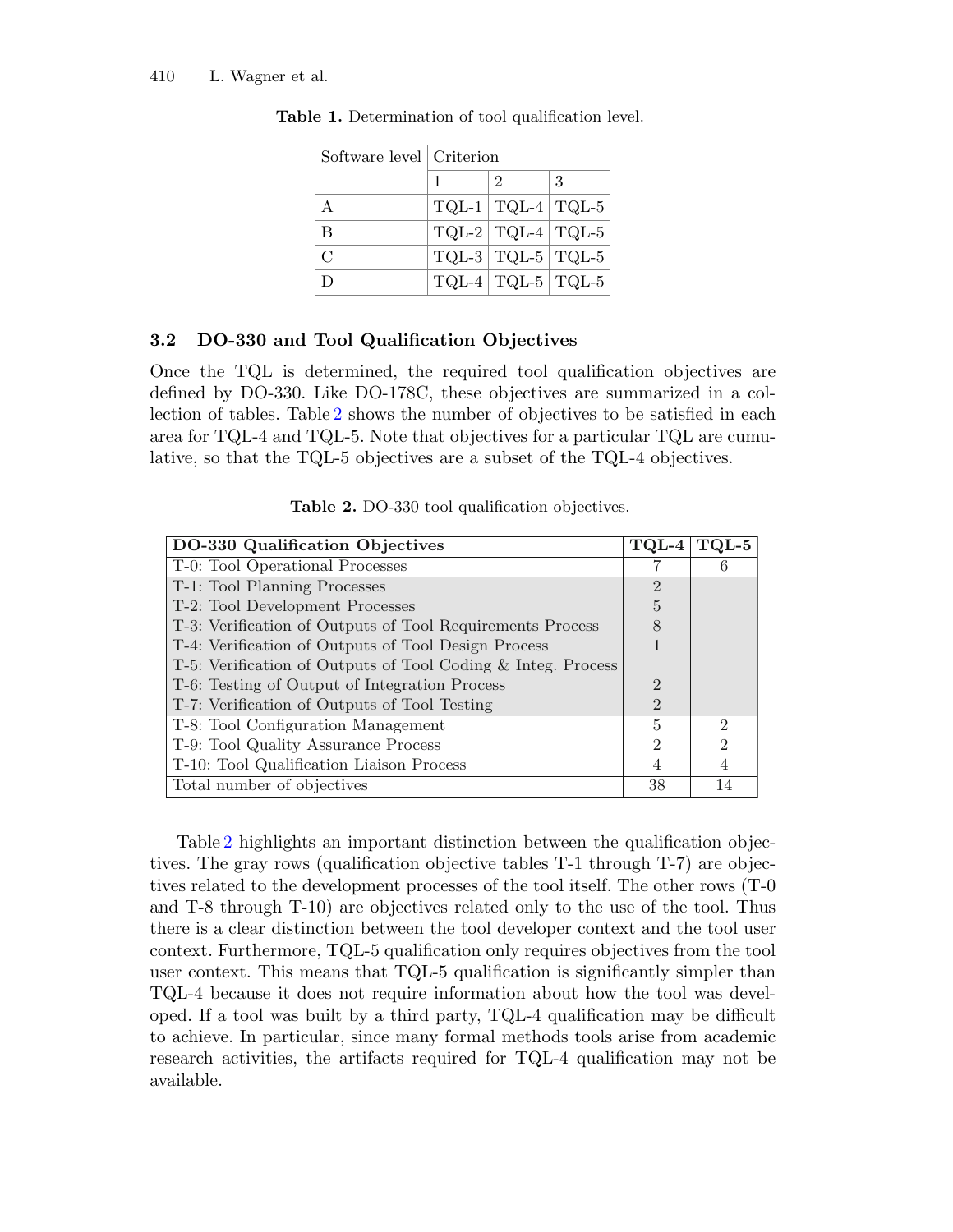**Table 1.** Determination of tool qualification level.

| Software level | Criterion | | |
|---|---|---|---|
| | 1 | 2 | 3 |
| A | TQL-1 | TQL-4 | TQL-5 |
| B | TQL-2 | TQL-4 | TQL-5 |
| C | TQL-3 | TQL-5 | TQL-5 |
| D | TQL-4 | TQL-5 | TQL-5 |

### 3.2 DO-330 and Tool Qualification Objectives

Once the TQL is determined, the required tool qualification objectives are defined by DO-330. Like DO-178C, these objectives are summarized in a collection of tables. Table 2 shows the number of objectives to be satisfied in each area for TQL-4 and TQL-5. Note that objectives for a particular TQL are cumulative, so that the TQL-5 objectives are a subset of the TQL-4 objectives.

**Table 2.** DO-330 tool qualification objectives.

| DO-330 Qualification Objectives | TQL-4 | TQL-5 |
|---|---|---|
| T-0: Tool Operational Processes | 7 | 6 |
| T-1: Tool Planning Processes | 2 | |
| T-2: Tool Development Processes | 5 | |
| T-3: Verification of Outputs of Tool Requirements Process | 8 | |
| T-4: Verification of Outputs of Tool Design Process | 1 | |
| T-5: Verification of Outputs of Tool Coding & Integ. Process | | |
| T-6: Testing of Output of Integration Process | 2 | |
| T-7: Verification of Outputs of Tool Testing | 2 | |
| T-8: Tool Configuration Management | 5 | 2 |
| T-9: Tool Quality Assurance Process | 2 | 2 |
| T-10: Tool Qualification Liaison Process | 4 | 4 |
| Total number of objectives | 38 | 14 |

Table 2 highlights an important distinction between the qualification objectives. The gray rows (qualification objective tables T-1 through T-7) are objectives related to the development processes of the tool itself. The other rows (T-0 and T-8 through T-10) are objectives related only to the use of the tool. Thus there is a clear distinction between the tool developer context and the tool user context. Furthermore, TQL-5 qualification only requires objectives from the tool user context. This means that TQL-5 qualification is significantly simpler than TQL-4 because it does not require information about how the tool was developed. If a tool was built by a third party, TQL-4 qualification may be difficult to achieve. In particular, since many formal methods tools arise from academic research activities, the artifacts required for TQL-4 qualification may not be available.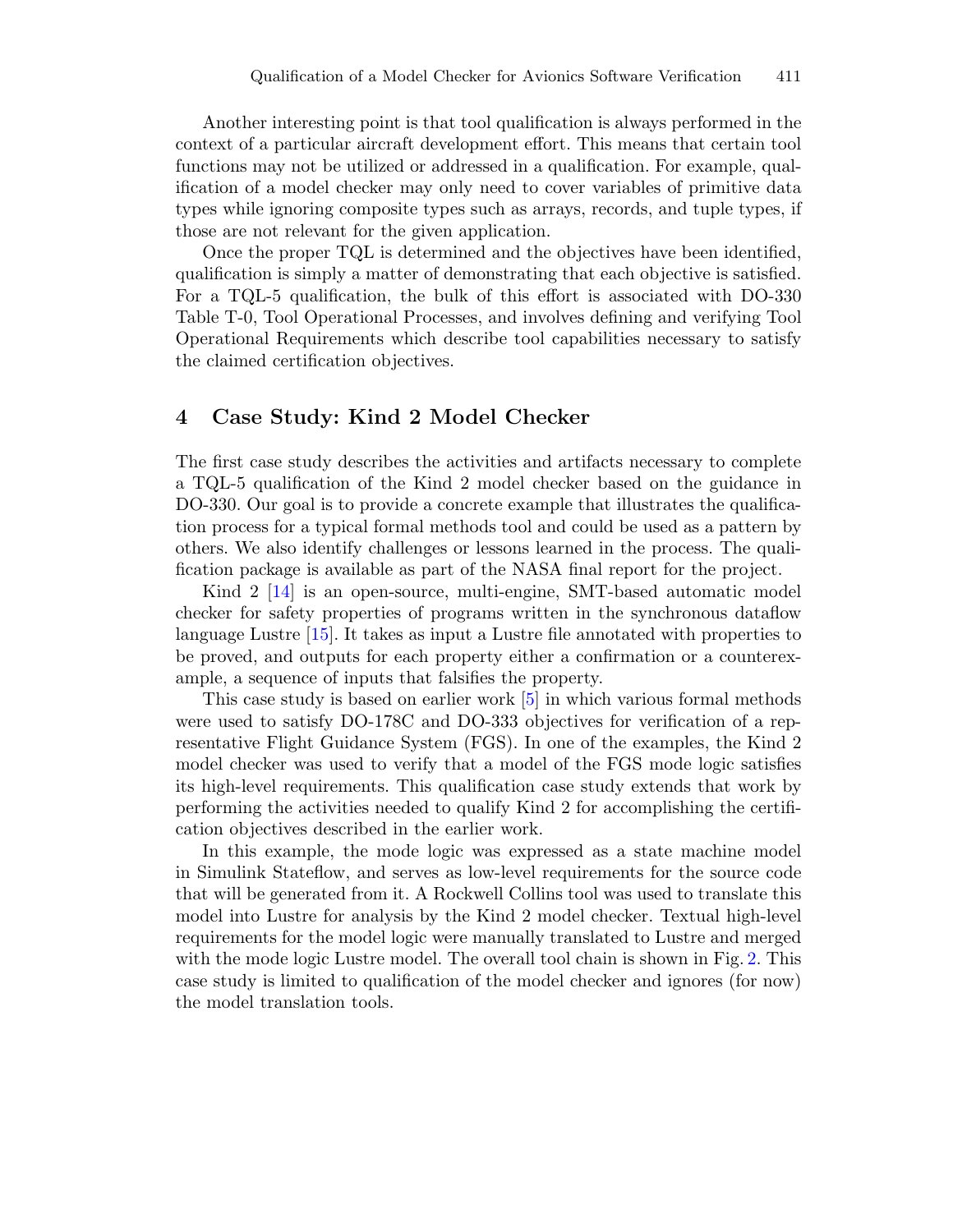Another interesting point is that tool qualification is always performed in the context of a particular aircraft development effort. This means that certain tool functions may not be utilized or addressed in a qualification. For example, qualification of a model checker may only need to cover variables of primitive data types while ignoring composite types such as arrays, records, and tuple types, if those are not relevant for the given application.

Once the proper TQL is determined and the objectives have been identified, qualification is simply a matter of demonstrating that each objective is satisfied. For a TQL-5 qualification, the bulk of this effort is associated with DO-330 Table T-0, Tool Operational Processes, and involves defining and verifying Tool Operational Requirements which describe tool capabilities necessary to satisfy the claimed certification objectives.

## 4 Case Study: Kind 2 Model Checker

The first case study describes the activities and artifacts necessary to complete a TQL-5 qualification of the Kind 2 model checker based on the guidance in DO-330. Our goal is to provide a concrete example that illustrates the qualification process for a typical formal methods tool and could be used as a pattern by others. We also identify challenges or lessons learned in the process. The qualification package is available as part of the NASA final report for the project.

Kind 2 [14] is an open-source, multi-engine, SMT-based automatic model checker for safety properties of programs written in the synchronous dataflow language Lustre [15]. It takes as input a Lustre file annotated with properties to be proved, and outputs for each property either a confirmation or a counterexample, a sequence of inputs that falsifies the property.

This case study is based on earlier work [5] in which various formal methods were used to satisfy DO-178C and DO-333 objectives for verification of a representative Flight Guidance System (FGS). In one of the examples, the Kind 2 model checker was used to verify that a model of the FGS mode logic satisfies its high-level requirements. This qualification case study extends that work by performing the activities needed to qualify Kind 2 for accomplishing the certification objectives described in the earlier work.

In this example, the mode logic was expressed as a state machine model in Simulink Stateflow, and serves as low-level requirements for the source code that will be generated from it. A Rockwell Collins tool was used to translate this model into Lustre for analysis by the Kind 2 model checker. Textual high-level requirements for the model logic were manually translated to Lustre and merged with the mode logic Lustre model. The overall tool chain is shown in Fig. 2. This case study is limited to qualification of the model checker and ignores (for now) the model translation tools.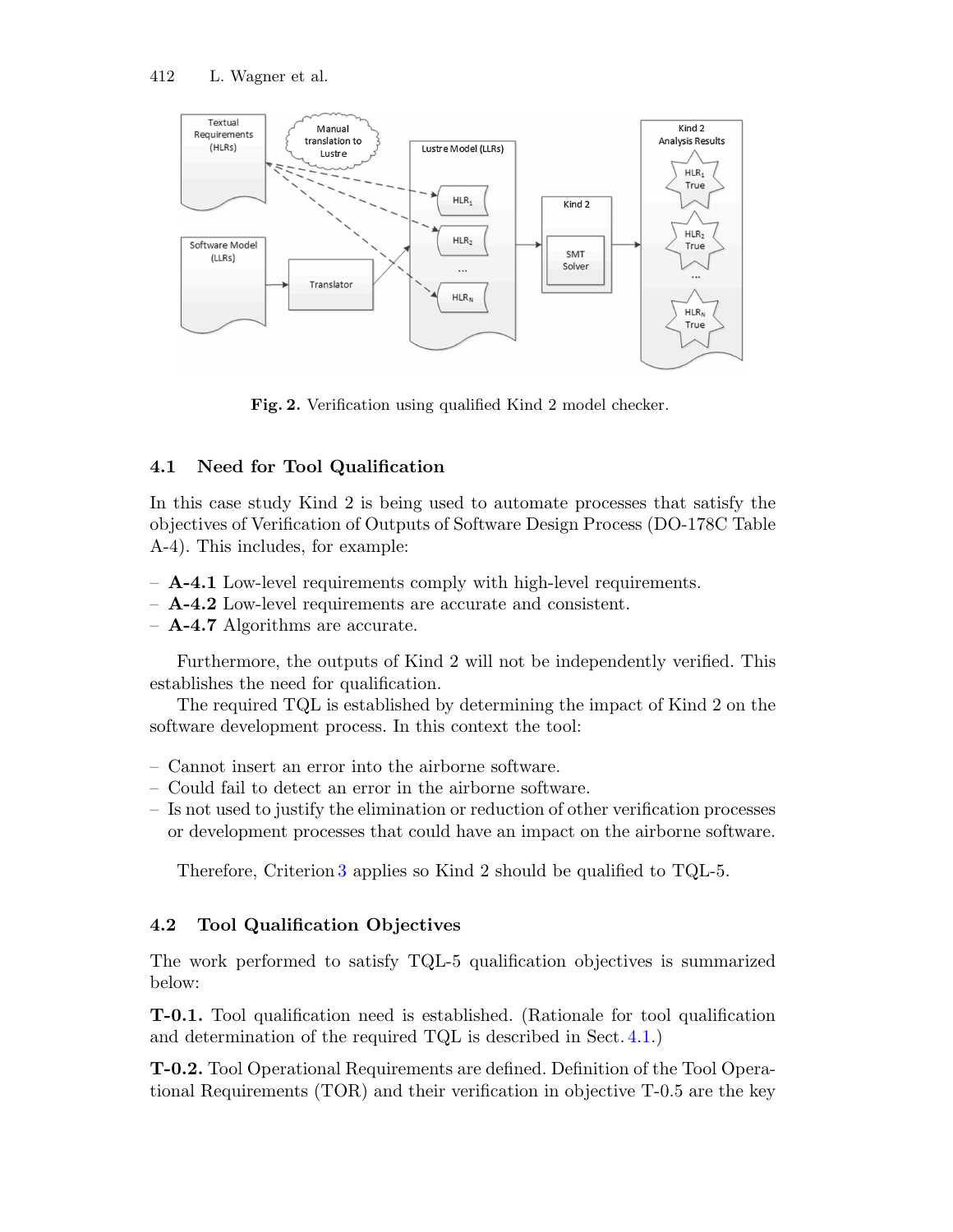Fig. 2. Verification using qualified Kind 2 model checker.

### 4.1 Need for Tool Qualification

In this case study Kind 2 is being used to automate processes that satisfy the objectives of Verification of Outputs of Software Design Process (DO-178C Table A-4). This includes, for example:

- **A-4.1** Low-level requirements comply with high-level requirements.
- **A-4.2** Low-level requirements are accurate and consistent.
- **A-4.7** Algorithms are accurate.

Furthermore, the outputs of Kind 2 will not be independently verified. This establishes the need for qualification.

The required TQL is established by determining the impact of Kind 2 on the software development process. In this context the tool:

- Cannot insert an error into the airborne software.
- Could fail to detect an error in the airborne software.
- Is not used to justify the elimination or reduction of other verification processes or development processes that could have an impact on the airborne software.

Therefore, Criterion 3 applies so Kind 2 should be qualified to TQL-5.

### 4.2 Tool Qualification Objectives

The work performed to satisfy TQL-5 qualification objectives is summarized below:

**T-0.1.** Tool qualification need is established. (Rationale for tool qualification and determination of the required TQL is described in Sect. 4.1.)

**T-0.2.** Tool Operational Requirements are defined. Definition of the Tool Operational Requirements (TOR) and their verification in objective T-0.5 are the key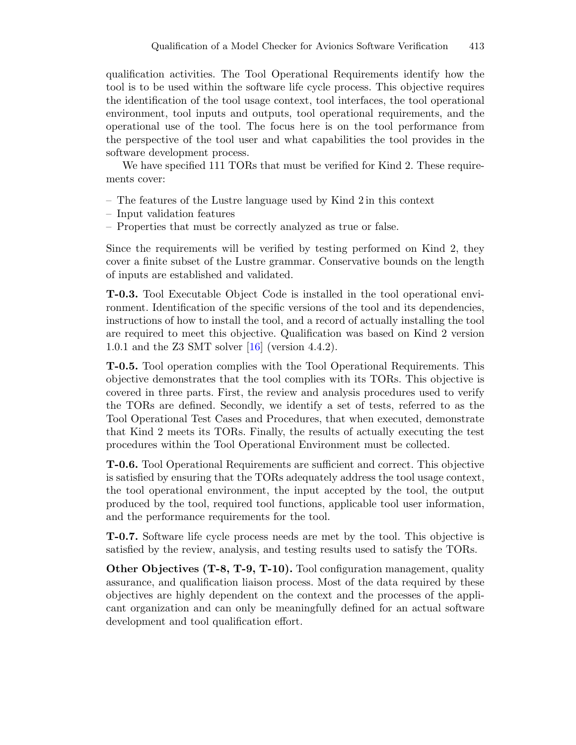qualification activities. The Tool Operational Requirements identify how the tool is to be used within the software life cycle process. This objective requires the identification of the tool usage context, tool interfaces, the tool operational environment, tool inputs and outputs, tool operational requirements, and the operational use of the tool. The focus here is on the tool performance from the perspective of the tool user and what capabilities the tool provides in the software development process.

We have specified 111 TORs that must be verified for Kind 2. These requirements cover:

- The features of the Lustre language used by Kind 2 in this context
- Input validation features
- Properties that must be correctly analyzed as true or false.

Since the requirements will be verified by testing performed on Kind 2, they cover a finite subset of the Lustre grammar. Conservative bounds on the length of inputs are established and validated.

**T-0.3.** Tool Executable Object Code is installed in the tool operational environment. Identification of the specific versions of the tool and its dependencies, instructions of how to install the tool, and a record of actually installing the tool are required to meet this objective. Qualification was based on Kind 2 version 1.0.1 and the Z3 SMT solver [16] (version 4.4.2).

**T-0.5.** Tool operation complies with the Tool Operational Requirements. This objective demonstrates that the tool complies with its TORs. This objective is covered in three parts. First, the review and analysis procedures used to verify the TORs are defined. Secondly, we identify a set of tests, referred to as the Tool Operational Test Cases and Procedures, that when executed, demonstrate that Kind 2 meets its TORs. Finally, the results of actually executing the test procedures within the Tool Operational Environment must be collected.

**T-0.6.** Tool Operational Requirements are sufficient and correct. This objective is satisfied by ensuring that the TORs adequately address the tool usage context, the tool operational environment, the input accepted by the tool, the output produced by the tool, required tool functions, applicable tool user information, and the performance requirements for the tool.

**T-0.7.** Software life cycle process needs are met by the tool. This objective is satisfied by the review, analysis, and testing results used to satisfy the TORs.

**Other Objectives (T-8, T-9, T-10).** Tool configuration management, quality assurance, and qualification liaison process. Most of the data required by these objectives are highly dependent on the context and the processes of the applicant organization and can only be meaningfully defined for an actual software development and tool qualification effort.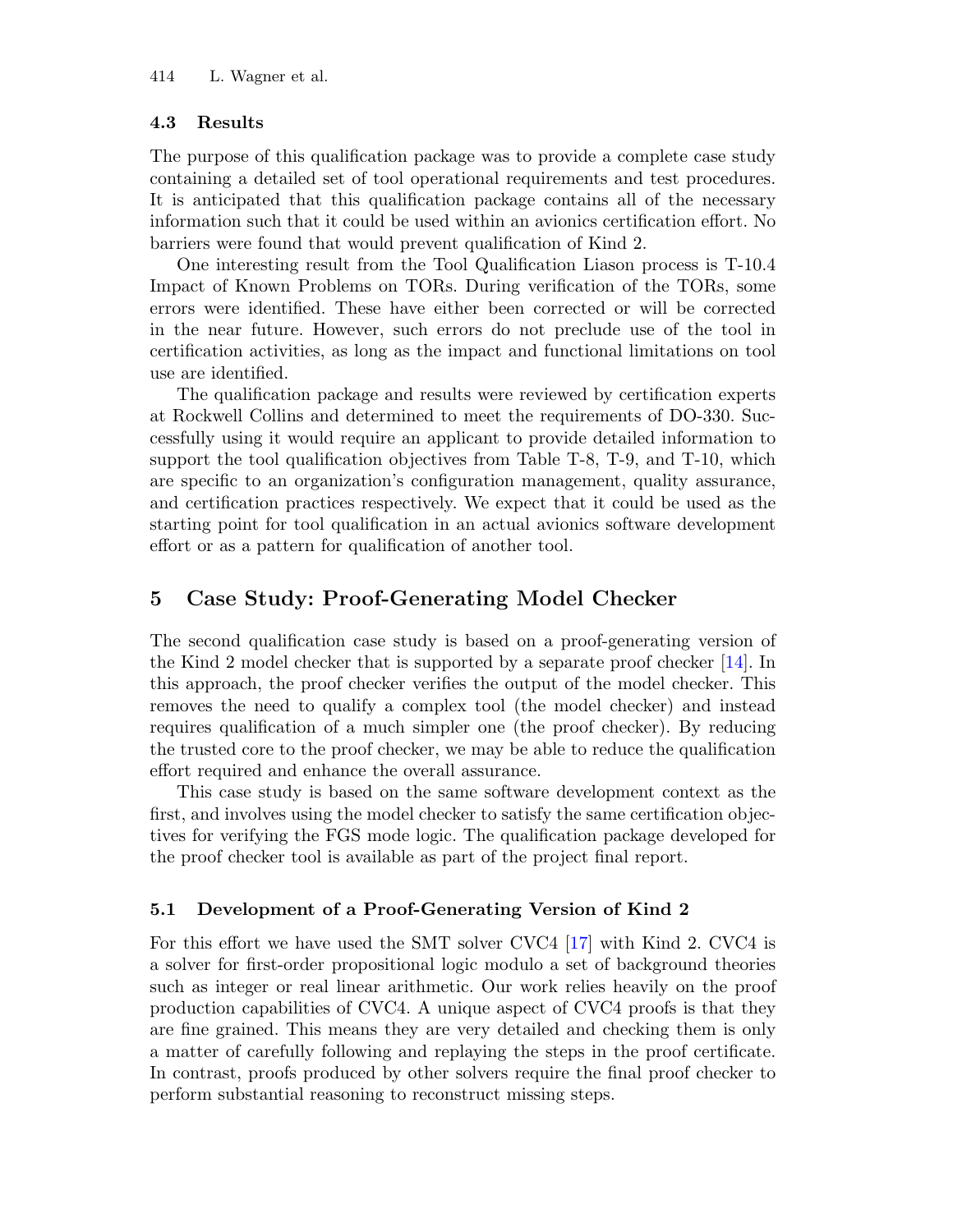### 4.3 Results

The purpose of this qualification package was to provide a complete case study containing a detailed set of tool operational requirements and test procedures. It is anticipated that this qualification package contains all of the necessary information such that it could be used within an avionics certification effort. No barriers were found that would prevent qualification of Kind 2.

One interesting result from the Tool Qualification Liason process is T-10.4 Impact of Known Problems on TORs. During verification of the TORs, some errors were identified. These have either been corrected or will be corrected in the near future. However, such errors do not preclude use of the tool in certification activities, as long as the impact and functional limitations on tool use are identified.

The qualification package and results were reviewed by certification experts at Rockwell Collins and determined to meet the requirements of DO-330. Successfully using it would require an applicant to provide detailed information to support the tool qualification objectives from Table T-8, T-9, and T-10, which are specific to an organization's configuration management, quality assurance, and certification practices respectively. We expect that it could be used as the starting point for tool qualification in an actual avionics software development effort or as a pattern for qualification of another tool.

## 5 Case Study: Proof-Generating Model Checker

The second qualification case study is based on a proof-generating version of the Kind 2 model checker that is supported by a separate proof checker [14]. In this approach, the proof checker verifies the output of the model checker. This removes the need to qualify a complex tool (the model checker) and instead requires qualification of a much simpler one (the proof checker). By reducing the trusted core to the proof checker, we may be able to reduce the qualification effort required and enhance the overall assurance.

This case study is based on the same software development context as the first, and involves using the model checker to satisfy the same certification objectives for verifying the FGS mode logic. The qualification package developed for the proof checker tool is available as part of the project final report.

### 5.1 Development of a Proof-Generating Version of Kind 2

For this effort we have used the SMT solver CVC4 [17] with Kind 2. CVC4 is a solver for first-order propositional logic modulo a set of background theories such as integer or real linear arithmetic. Our work relies heavily on the proof production capabilities of CVC4. A unique aspect of CVC4 proofs is that they are fine grained. This means they are very detailed and checking them is only a matter of carefully following and replaying the steps in the proof certificate. In contrast, proofs produced by other solvers require the final proof checker to perform substantial reasoning to reconstruct missing steps.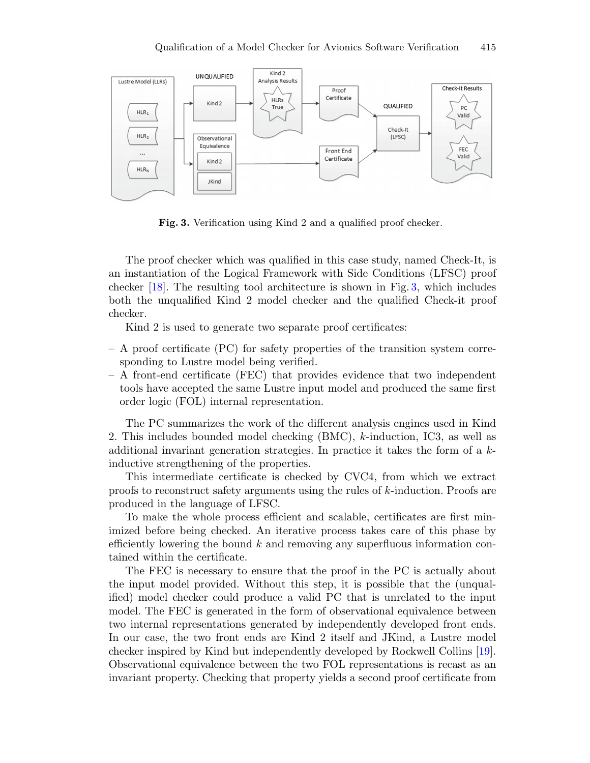**Fig. 3.** Verification using Kind 2 and a qualified proof checker.

The proof checker which was qualified in this case study, named Check-It, is an instantiation of the Logical Framework with Side Conditions (LFSC) proof checker [18]. The resulting tool architecture is shown in Fig. 3, which includes both the unqualified Kind 2 model checker and the qualified Check-it proof checker.

Kind 2 is used to generate two separate proof certificates:

- A proof certificate (PC) for safety properties of the transition system corresponding to Lustre model being verified.
- A front-end certificate (FEC) that provides evidence that two independent tools have accepted the same Lustre input model and produced the same first order logic (FOL) internal representation.

The PC summarizes the work of the different analysis engines used in Kind 2. This includes bounded model checking (BMC), $k$-induction, IC3, as well as additional invariant generation strategies. In practice it takes the form of a $k$-inductive strengthening of the properties.

This intermediate certificate is checked by CVC4, from which we extract proofs to reconstruct safety arguments using the rules of $k$-induction. Proofs are produced in the language of LFSC.

To make the whole process efficient and scalable, certificates are first minimized before being checked. An iterative process takes care of this phase by efficiently lowering the bound $k$ and removing any superfluous information contained within the certificate.

The FEC is necessary to ensure that the proof in the PC is actually about the input model provided. Without this step, it is possible that the (unqualified) model checker could produce a valid PC that is unrelated to the input model. The FEC is generated in the form of observational equivalence between two internal representations generated by independently developed front ends. In our case, the two front ends are Kind 2 itself and JKind, a Lustre model checker inspired by Kind but independently developed by Rockwell Collins [19]. Observational equivalence between the two FOL representations is recast as an invariant property. Checking that property yields a second proof certificate from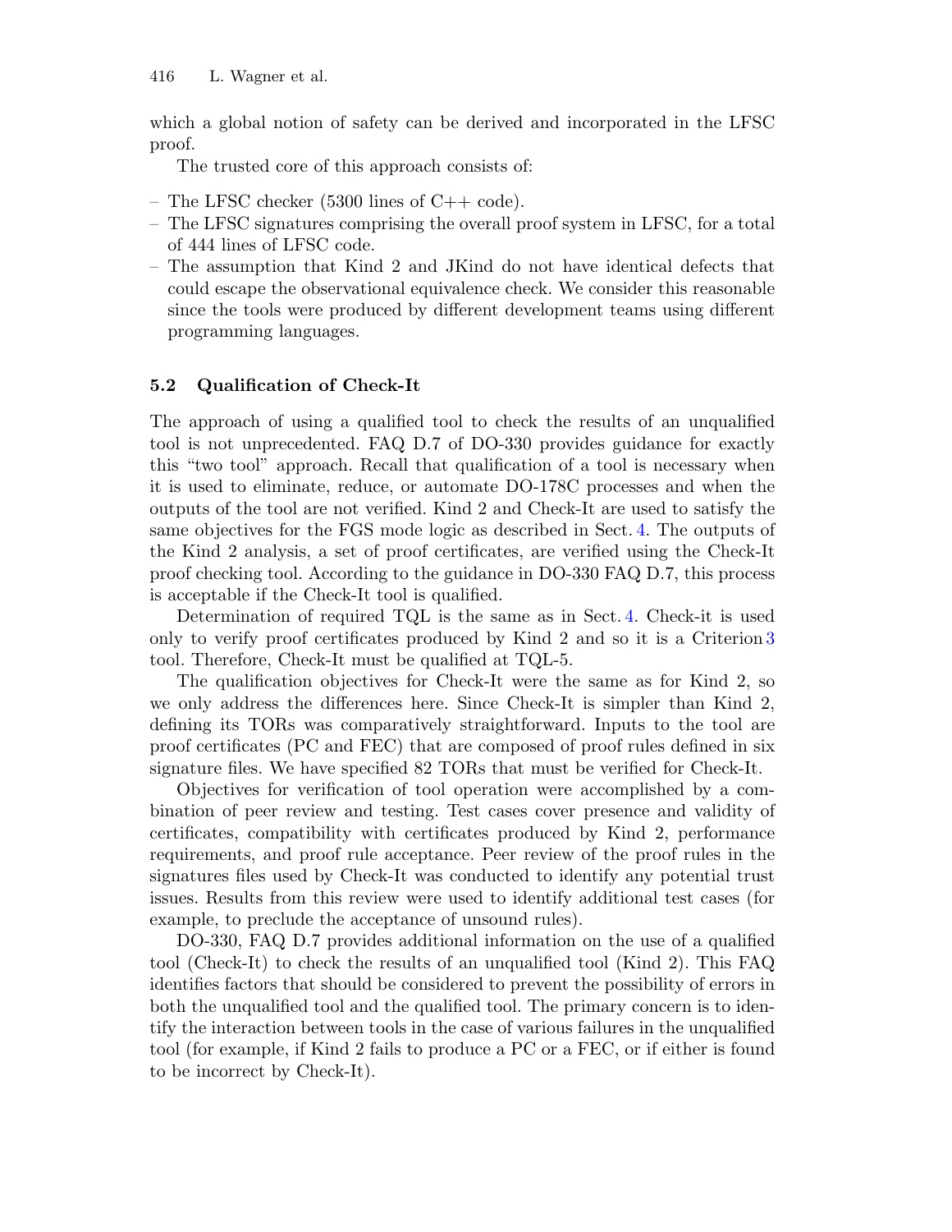which a global notion of safety can be derived and incorporated in the LFSC proof.

The trusted core of this approach consists of:

- The LFSC checker (5300 lines of C++ code).
- The LFSC signatures comprising the overall proof system in LFSC, for a total of 444 lines of LFSC code.
- The assumption that Kind 2 and JKind do not have identical defects that could escape the observational equivalence check. We consider this reasonable since the tools were produced by different development teams using different programming languages.

### 5.2 Qualification of Check-It

The approach of using a qualified tool to check the results of an unqualified tool is not unprecedented. FAQ D.7 of DO-330 provides guidance for exactly this "two tool" approach. Recall that qualification of a tool is necessary when it is used to eliminate, reduce, or automate DO-178C processes and when the outputs of the tool are not verified. Kind 2 and Check-It are used to satisfy the same objectives for the FGS mode logic as described in Sect. 4. The outputs of the Kind 2 analysis, a set of proof certificates, are verified using the Check-It proof checking tool. According to the guidance in DO-330 FAQ D.7, this process is acceptable if the Check-It tool is qualified.

Determination of required TQL is the same as in Sect. 4. Check-it is used only to verify proof certificates produced by Kind 2 and so it is a Criterion 3 tool. Therefore, Check-It must be qualified at TQL-5.

The qualification objectives for Check-It were the same as for Kind 2, so we only address the differences here. Since Check-It is simpler than Kind 2, defining its TORs was comparatively straightforward. Inputs to the tool are proof certificates (PC and FEC) that are composed of proof rules defined in six signature files. We have specified 82 TORs that must be verified for Check-It.

Objectives for verification of tool operation were accomplished by a combination of peer review and testing. Test cases cover presence and validity of certificates, compatibility with certificates produced by Kind 2, performance requirements, and proof rule acceptance. Peer review of the proof rules in the signatures files used by Check-It was conducted to identify any potential trust issues. Results from this review were used to identify additional test cases (for example, to preclude the acceptance of unsound rules).

DO-330, FAQ D.7 provides additional information on the use of a qualified tool (Check-It) to check the results of an unqualified tool (Kind 2). This FAQ identifies factors that should be considered to prevent the possibility of errors in both the unqualified tool and the qualified tool. The primary concern is to identify the interaction between tools in the case of various failures in the unqualified tool (for example, if Kind 2 fails to produce a PC or a FEC, or if either is found to be incorrect by Check-It).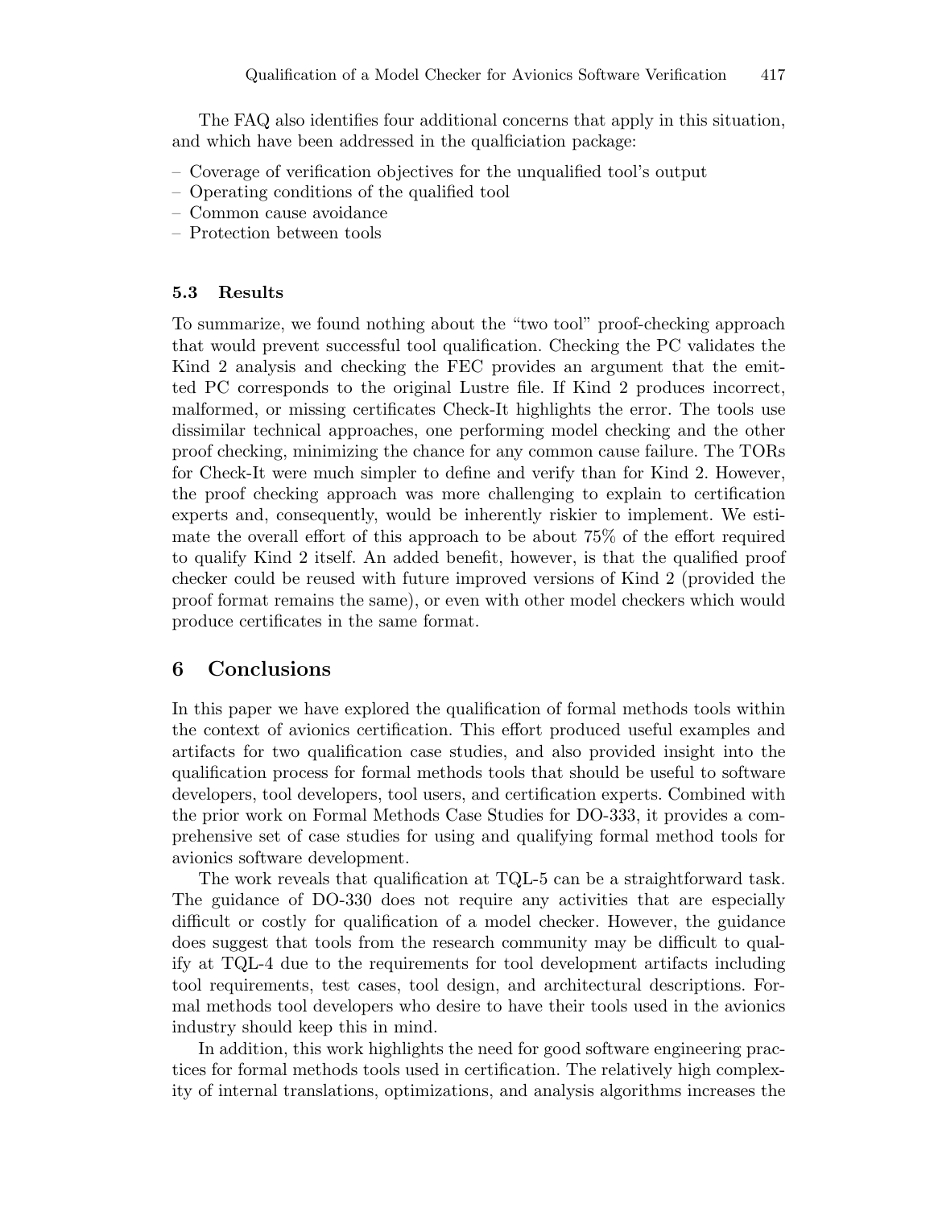The FAQ also identifies four additional concerns that apply in this situation, and which have been addressed in the qualficiation package:

- Coverage of verification objectives for the unqualified tool's output
- Operating conditions of the qualified tool
- Common cause avoidance
- Protection between tools

### 5.3 Results

To summarize, we found nothing about the "two tool" proof-checking approach that would prevent successful tool qualification. Checking the PC validates the Kind 2 analysis and checking the FEC provides an argument that the emitted PC corresponds to the original Lustre file. If Kind 2 produces incorrect, malformed, or missing certificates Check-It highlights the error. The tools use dissimilar technical approaches, one performing model checking and the other proof checking, minimizing the chance for any common cause failure. The TORs for Check-It were much simpler to define and verify than for Kind 2. However, the proof checking approach was more challenging to explain to certification experts and, consequently, would be inherently riskier to implement. We estimate the overall effort of this approach to be about 75% of the effort required to qualify Kind 2 itself. An added benefit, however, is that the qualified proof checker could be reused with future improved versions of Kind 2 (provided the proof format remains the same), or even with other model checkers which would produce certificates in the same format.

## 6 Conclusions

In this paper we have explored the qualification of formal methods tools within the context of avionics certification. This effort produced useful examples and artifacts for two qualification case studies, and also provided insight into the qualification process for formal methods tools that should be useful to software developers, tool developers, tool users, and certification experts. Combined with the prior work on Formal Methods Case Studies for DO-333, it provides a comprehensive set of case studies for using and qualifying formal method tools for avionics software development.

The work reveals that qualification at TQL-5 can be a straightforward task. The guidance of DO-330 does not require any activities that are especially difficult or costly for qualification of a model checker. However, the guidance does suggest that tools from the research community may be difficult to qualify at TQL-4 due to the requirements for tool development artifacts including tool requirements, test cases, tool design, and architectural descriptions. Formal methods tool developers who desire to have their tools used in the avionics industry should keep this in mind.

In addition, this work highlights the need for good software engineering practices for formal methods tools used in certification. The relatively high complexity of internal translations, optimizations, and analysis algorithms increases the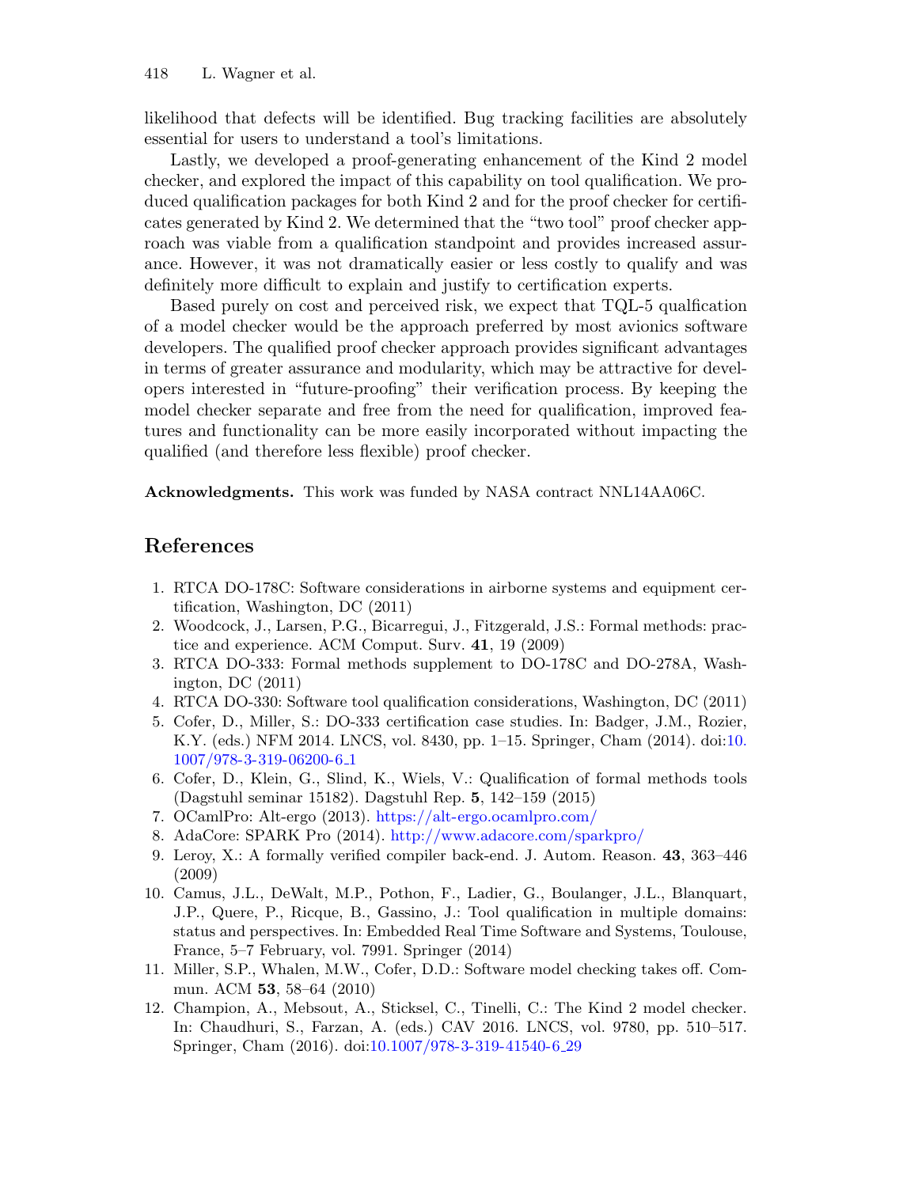likelihood that defects will be identified. Bug tracking facilities are absolutely essential for users to understand a tool's limitations.

Lastly, we developed a proof-generating enhancement of the Kind 2 model checker, and explored the impact of this capability on tool qualification. We produced qualification packages for both Kind 2 and for the proof checker for certificates generated by Kind 2. We determined that the "two tool" proof checker approach was viable from a qualification standpoint and provides increased assurance. However, it was not dramatically easier or less costly to qualify and was definitely more difficult to explain and justify to certification experts.

Based purely on cost and perceived risk, we expect that TQL-5 qualfication of a model checker would be the approach preferred by most avionics software developers. The qualified proof checker approach provides significant advantages in terms of greater assurance and modularity, which may be attractive for developers interested in "future-proofing" their verification process. By keeping the model checker separate and free from the need for qualification, improved features and functionality can be more easily incorporated without impacting the qualified (and therefore less flexible) proof checker.

**Acknowledgments.** This work was funded by NASA contract NNL14AA06C.

## References

1. RTCA DO-178C: Software considerations in airborne systems and equipment certification, Washington, DC (2011)
2. Woodcock, J., Larsen, P.G., Bicarregui, J., Fitzgerald, J.S.: Formal methods: practice and experience. ACM Comput. Surv. **41**, 19 (2009)
3. RTCA DO-333: Formal methods supplement to DO-178C and DO-278A, Washington, DC (2011)
4. RTCA DO-330: Software tool qualification considerations, Washington, DC (2011)
5. Cofer, D., Miller, S.: DO-333 certification case studies. In: Badger, J.M., Rozier, K.Y. (eds.) NFM 2014. LNCS, vol. 8430, pp. 1–15. Springer, Cham (2014). doi:10.1007/978-3-319-06200-6_1
6. Cofer, D., Klein, G., Slind, K., Wiels, V.: Qualification of formal methods tools (Dagstuhl seminar 15182). Dagstuhl Rep. **5**, 142–159 (2015)
7. OCamlPro: Alt-ergo (2013). https://alt-ergo.ocamlpro.com/
8. AdaCore: SPARK Pro (2014). http://www.adacore.com/sparkpro/
9. Leroy, X.: A formally verified compiler back-end. J. Autom. Reason. **43**, 363–446 (2009)
10. Camus, J.L., DeWalt, M.P., Pothon, F., Ladier, G., Boulanger, J.L., Blanquart, J.P., Quere, P., Ricque, B., Gassino, J.: Tool qualification in multiple domains: status and perspectives. In: Embedded Real Time Software and Systems, Toulouse, France, 5–7 February, vol. 7991. Springer (2014)
11. Miller, S.P., Whalen, M.W., Cofer, D.D.: Software model checking takes off. Commun. ACM **53**, 58–64 (2010)
12. Champion, A., Mebsout, A., Sticksel, C., Tinelli, C.: The Kind 2 model checker. In: Chaudhuri, S., Farzan, A. (eds.) CAV 2016. LNCS, vol. 9780, pp. 510–517. Springer, Cham (2016). doi:10.1007/978-3-319-41540-6_29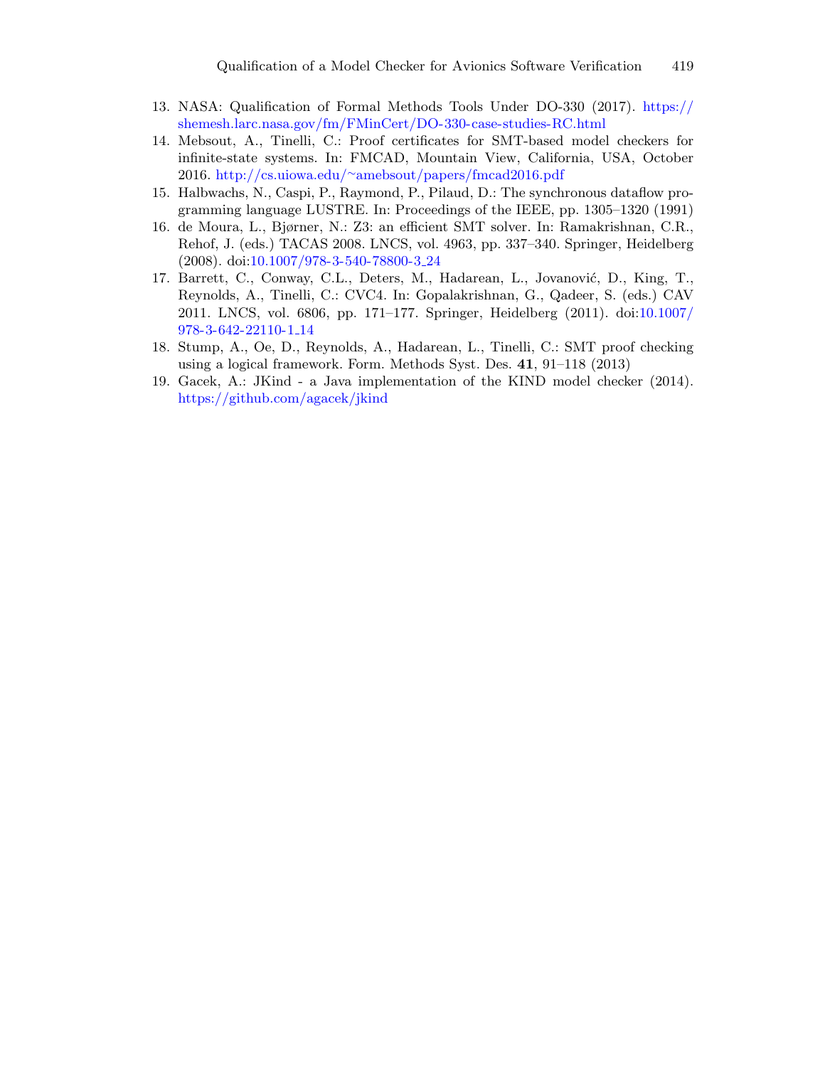13. NASA: Qualification of Formal Methods Tools Under DO-330 (2017). https://shemesh.larc.nasa.gov/fm/FMinCert/DO-330-case-studies-RC.html
14. Mebsout, A., Tinelli, C.: Proof certificates for SMT-based model checkers for infinite-state systems. In: FMCAD, Mountain View, California, USA, October 2016. http://cs.uiowa.edu/~amebsout/papers/fmcad2016.pdf
15. Halbwachs, N., Caspi, P., Raymond, P., Pilaud, D.: The synchronous dataflow programming language LUSTRE. In: Proceedings of the IEEE, pp. 1305–1320 (1991)
16. de Moura, L., Bjørner, N.: Z3: an efficient SMT solver. In: Ramakrishnan, C.R., Rehof, J. (eds.) TACAS 2008. LNCS, vol. 4963, pp. 337–340. Springer, Heidelberg (2008). doi:10.1007/978-3-540-78800-3_24
17. Barrett, C., Conway, C.L., Deters, M., Hadarean, L., Jovanović, D., King, T., Reynolds, A., Tinelli, C.: CVC4. In: Gopalakrishnan, G., Qadeer, S. (eds.) CAV 2011. LNCS, vol. 6806, pp. 171–177. Springer, Heidelberg (2011). doi:10.1007/978-3-642-22110-1_14
18. Stump, A., Oe, D., Reynolds, A., Hadarean, L., Tinelli, C.: SMT proof checking using a logical framework. Form. Methods Syst. Des. **41**, 91–118 (2013)
19. Gacek, A.: JKind - a Java implementation of the KIND model checker (2014). https://github.com/agacek/jkind